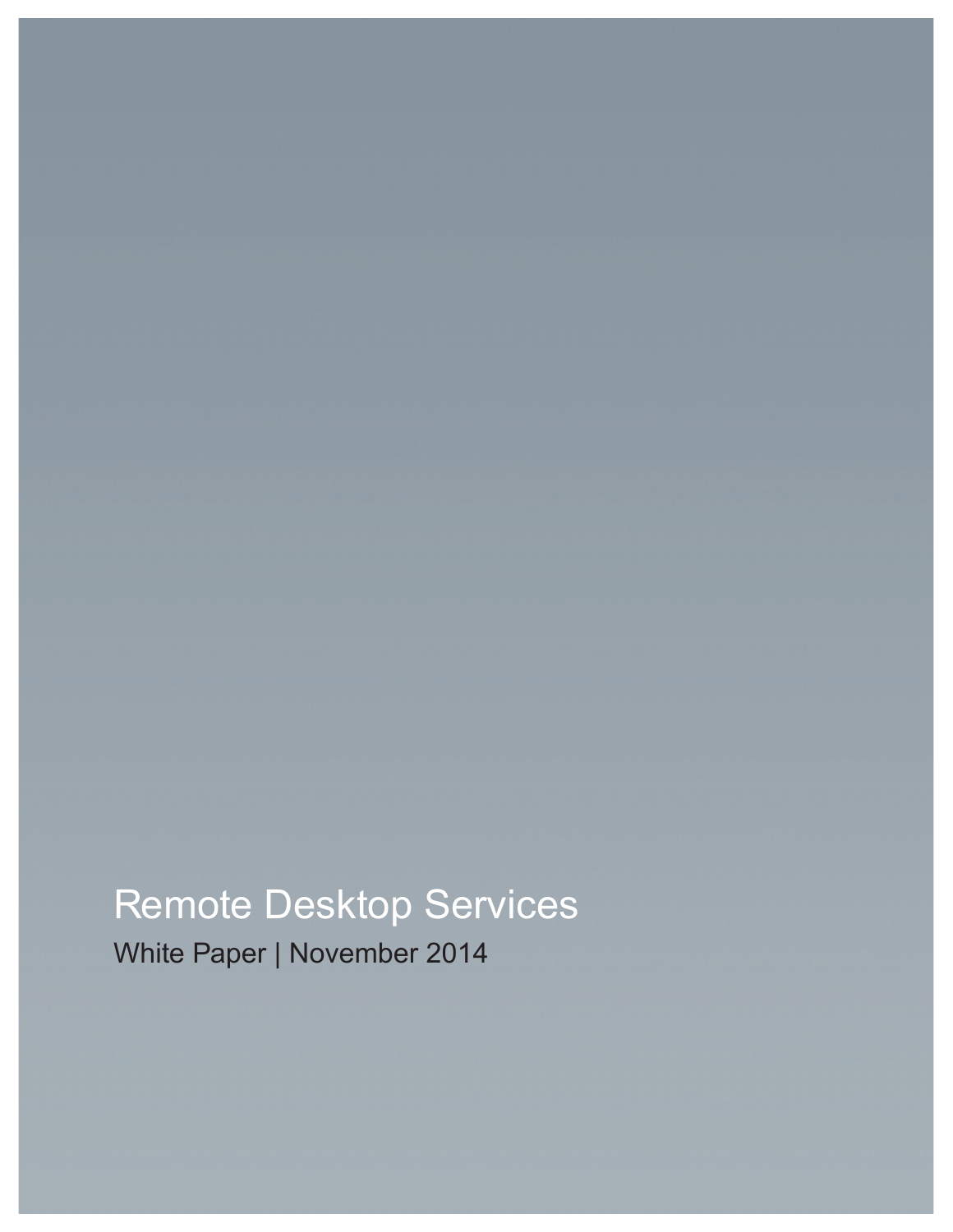# Remote Desktop Services

White Paper | November 2014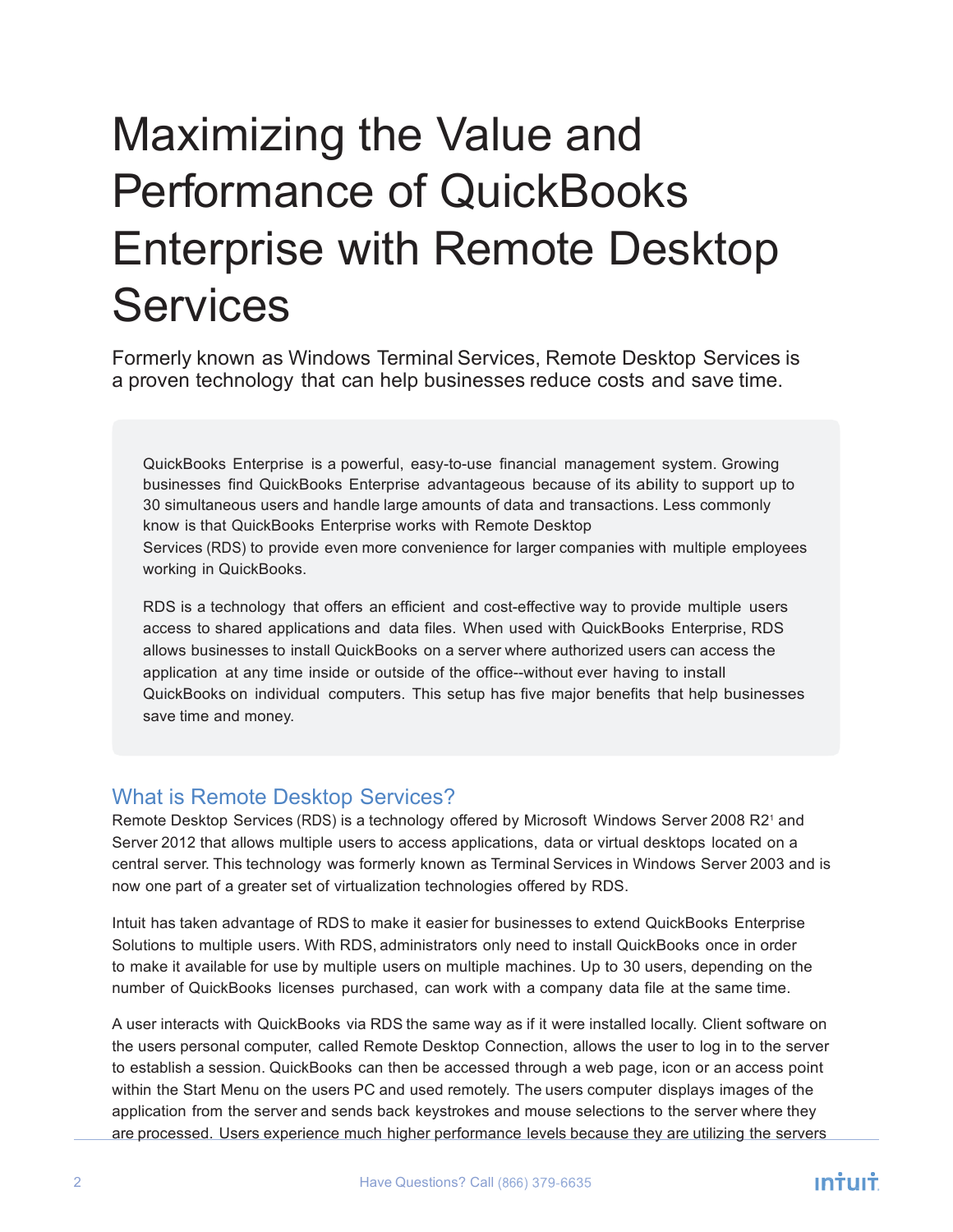# Maximizing the Value and Performance of QuickBooks Enterprise with Remote Desktop Services

Formerly known as Windows Terminal Services, Remote Desktop Services is a proven technology that can help businesses reduce costs and save time.

QuickBooks Enterprise is a powerful, easy-to-use financial management system. Growing businesses find QuickBooks Enterprise advantageous because of its ability to support up to 30 simultaneous users and handle large amounts of data and transactions. Less commonly know is that QuickBooks Enterprise works with Remote Desktop Services (RDS) to provide even more convenience for larger companies with multiple employees working in QuickBooks.

RDS is a technology that offers an efficient and cost-effective way to provide multiple users access to shared applications and data files. When used with QuickBooks Enterprise, RDS allows businesses to install QuickBooks on a server where authorized users can access the application at any time inside or outside of the office--without ever having to install QuickBooks on individual computers. This setup has five major benefits that help businesses save time and money.

## What is Remote Desktop Services?

Remote Desktop Services (RDS) is a technology offered by Microsoft Windows Server 2008 R2[1] and Server 2012 that allows multiple users to access applications, data or virtual desktops located on a central server. This technology was formerly known as Terminal Services in Windows Server 2003 and is now one part of a greater set of virtualization technologies offered by RDS.

Intuit has taken advantage of RDS to make it easier for businesses to extend QuickBooks Enterprise Solutions to multiple users. With RDS, administrators only need to install QuickBooks once in order to make it available for use by multiple users on multiple machines. Up to 30 users, depending on the number of QuickBooks licenses purchased, can work with a company data file at the same time.

A user interacts with QuickBooks via RDS the same way as if it were installed locally. Client software on the users personal computer, called Remote Desktop Connection, allows the user to log in to the server to establish a session. QuickBooks can then be accessed through a web page, icon or an access point within the Start Menu on the users PC and used remotely. The users computer displays images of the application from the server and sends back keystrokes and mouse selections to the server where they are processed. Users experience much higher performance levels because they are utilizing the servers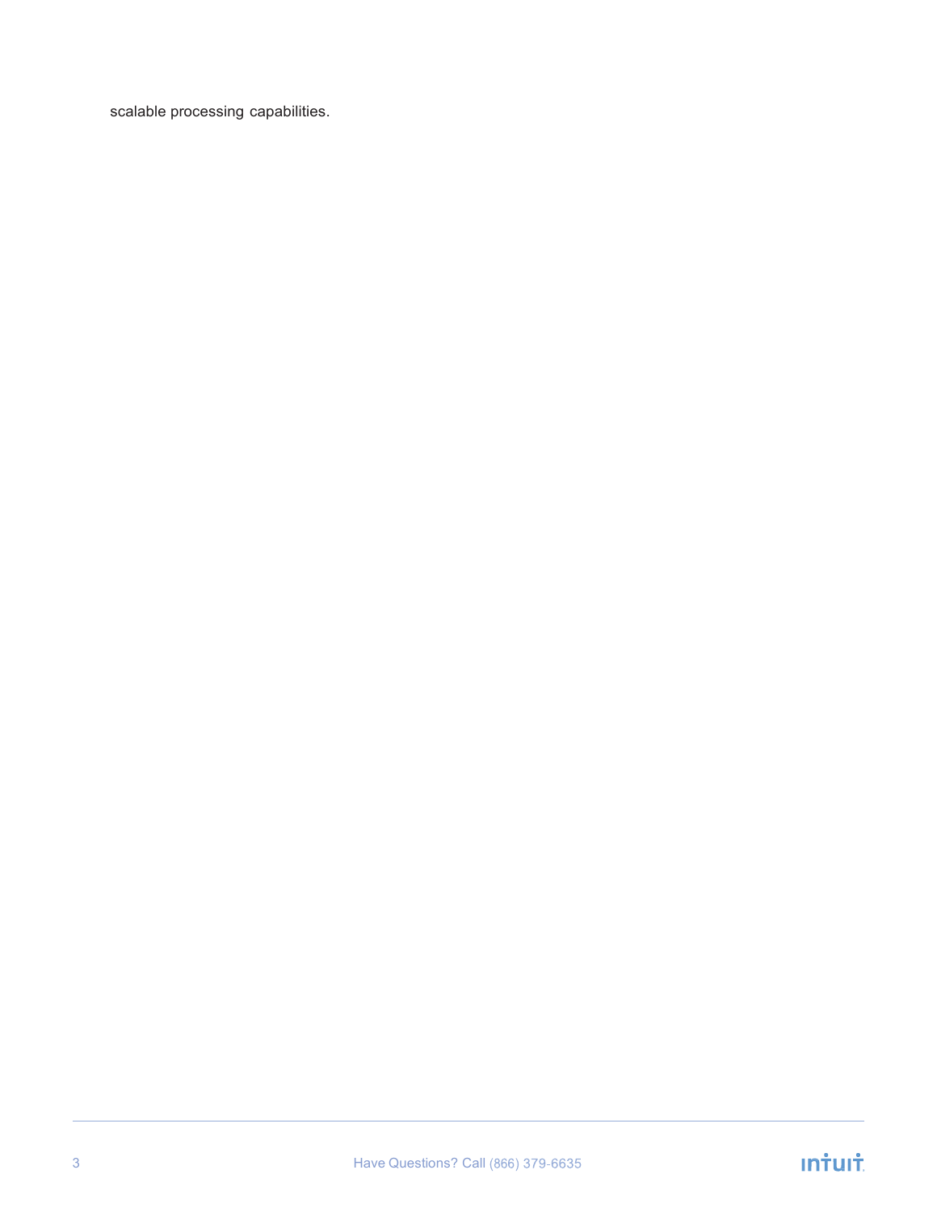scalable processing capabilities.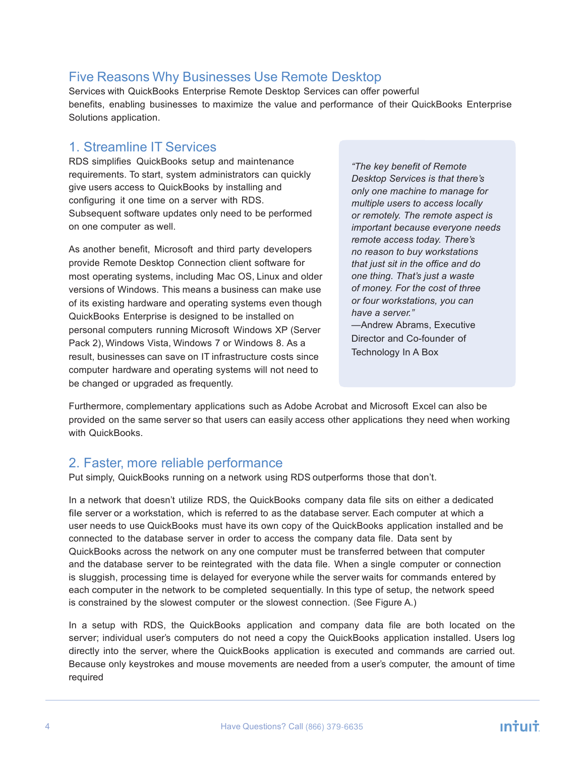## Five Reasons Why Businesses Use Remote Desktop

Services with QuickBooks Enterprise Remote Desktop Services can offer powerful benefits, enabling businesses to maximize the value and performance of their QuickBooks Enterprise Solutions application.

### 1. Streamline IT Services

RDS simplifies QuickBooks setup and maintenance requirements. To start, system administrators can quickly give users access to QuickBooks by installing and configuring it one time on a server with RDS. Subsequent software updates only need to be performed on one computer as well.

As another benefit, Microsoft and third party developers provide Remote Desktop Connection client software for most operating systems, including Mac OS, Linux and older versions of Windows. This means a business can make use of its existing hardware and operating systems even though QuickBooks Enterprise is designed to be installed on personal computers running Microsoft Windows XP (Server Pack 2), Windows Vista, Windows 7 or Windows 8. As a result, businesses can save on IT infrastructure costs since computer hardware and operating systems will not need to be changed or upgraded as frequently.

> *"The key benefit of Remote Desktop Services is that there's only one machine to manage for multiple users to access locally or remotely. The remote aspect is important because everyone needs remote access today. There's no reason to buy workstations that just sit in the office and do one thing. That's just a waste of money. For the cost of three or four workstations, you can have a server."*
> —Andrew Abrams, Executive Director and Co-founder of Technology In A Box

Furthermore, complementary applications such as Adobe Acrobat and Microsoft Excel can also be provided on the same server so that users can easily access other applications they need when working with QuickBooks.

### 2. Faster, more reliable performance

Put simply, QuickBooks running on a network using RDS outperforms those that don't.

In a network that doesn't utilize RDS, the QuickBooks company data file sits on either a dedicated file server or a workstation, which is referred to as the database server. Each computer at which a user needs to use QuickBooks must have its own copy of the QuickBooks application installed and be connected to the database server in order to access the company data file. Data sent by QuickBooks across the network on any one computer must be transferred between that computer and the database server to be reintegrated with the data file. When a single computer or connection is sluggish, processing time is delayed for everyone while the server waits for commands entered by each computer in the network to be completed sequentially. In this type of setup, the network speed is constrained by the slowest computer or the slowest connection. (See Figure A.)

In a setup with RDS, the QuickBooks application and company data file are both located on the server; individual user's computers do not need a copy the QuickBooks application installed. Users log directly into the server, where the QuickBooks application is executed and commands are carried out. Because only keystrokes and mouse movements are needed from a user's computer, the amount of time required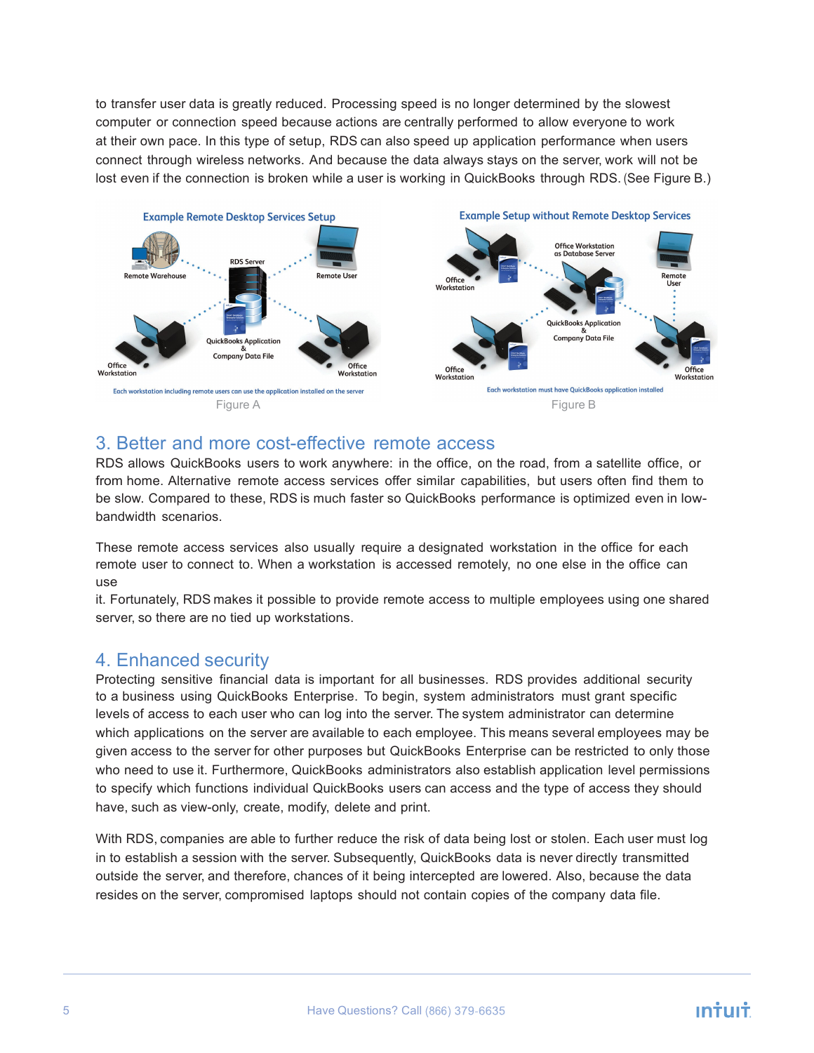to transfer user data is greatly reduced. Processing speed is no longer determined by the slowest computer or connection speed because actions are centrally performed to allow everyone to work at their own pace. In this type of setup, RDS can also speed up application performance when users connect through wireless networks. And because the data always stays on the server, work will not be lost even if the connection is broken while a user is working in QuickBooks through RDS. (See Figure B.)

Example Remote Desktop Services Setup

Each workstation including remote users can use the application installed on the server

Figure A

Example Setup without Remote Desktop Services

Each workstation must have QuickBooks application installed

Figure B

## 3. Better and more cost-effective remote access

RDS allows QuickBooks users to work anywhere: in the office, on the road, from a satellite office, or from home. Alternative remote access services offer similar capabilities, but users often find them to be slow. Compared to these, RDS is much faster so QuickBooks performance is optimized even in low-bandwidth scenarios.

These remote access services also usually require a designated workstation in the office for each remote user to connect to. When a workstation is accessed remotely, no one else in the office can use it. Fortunately, RDS makes it possible to provide remote access to multiple employees using one shared server, so there are no tied up workstations.

## 4. Enhanced security

Protecting sensitive financial data is important for all businesses. RDS provides additional security to a business using QuickBooks Enterprise. To begin, system administrators must grant specific levels of access to each user who can log into the server. The system administrator can determine which applications on the server are available to each employee. This means several employees may be given access to the server for other purposes but QuickBooks Enterprise can be restricted to only those who need to use it. Furthermore, QuickBooks administrators also establish application level permissions to specify which functions individual QuickBooks users can access and the type of access they should have, such as view-only, create, modify, delete and print.

With RDS, companies are able to further reduce the risk of data being lost or stolen. Each user must log in to establish a session with the server. Subsequently, QuickBooks data is never directly transmitted outside the server, and therefore, chances of it being intercepted are lowered. Also, because the data resides on the server, compromised laptops should not contain copies of the company data file.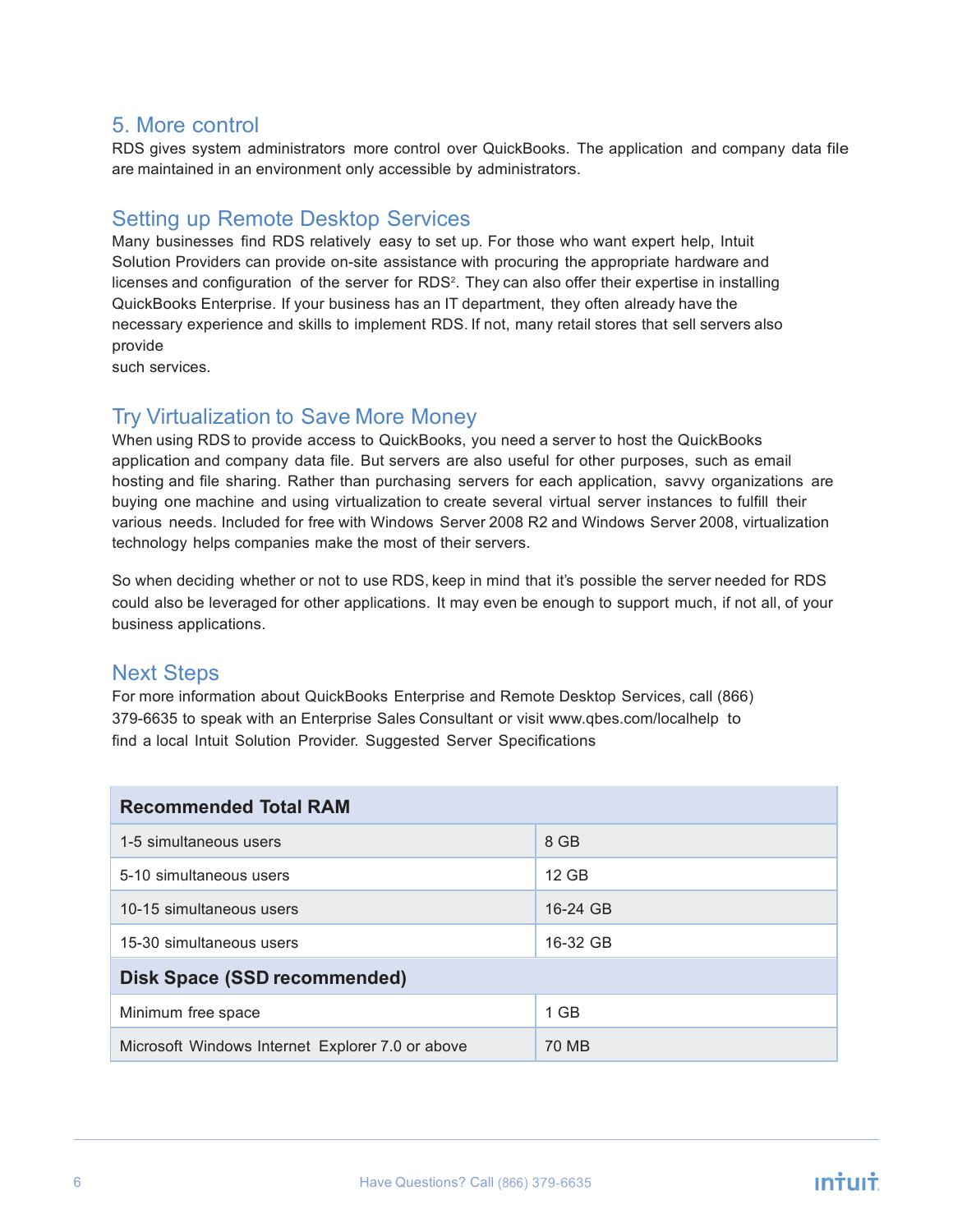## 5. More control

RDS gives system administrators more control over QuickBooks. The application and company data file are maintained in an environment only accessible by administrators.

## Setting up Remote Desktop Services

Many businesses find RDS relatively easy to set up. For those who want expert help, Intuit Solution Providers can provide on-site assistance with procuring the appropriate hardware and licenses and configuration of the server for RDS[2]. They can also offer their expertise in installing QuickBooks Enterprise. If your business has an IT department, they often already have the necessary experience and skills to implement RDS. If not, many retail stores that sell servers also provide such services.

## Try Virtualization to Save More Money

When using RDS to provide access to QuickBooks, you need a server to host the QuickBooks application and company data file. But servers are also useful for other purposes, such as email hosting and file sharing. Rather than purchasing servers for each application, savvy organizations are buying one machine and using virtualization to create several virtual server instances to fulfill their various needs. Included for free with Windows Server 2008 R2 and Windows Server 2008, virtualization technology helps companies make the most of their servers.

So when deciding whether or not to use RDS, keep in mind that it's possible the server needed for RDS could also be leveraged for other applications. It may even be enough to support much, if not all, of your business applications.

## Next Steps

For more information about QuickBooks Enterprise and Remote Desktop Services, call (866) 379-6635 to speak with an Enterprise Sales Consultant or visit www.qbes.com/localhelp to find a local Intuit Solution Provider. Suggested Server Specifications

| **Recommended Total RAM** | |
|---|---|
| 1-5 simultaneous users | 8 GB |
| 5-10 simultaneous users | 12 GB |
| 10-15 simultaneous users | 16-24 GB |
| 15-30 simultaneous users | 16-32 GB |
| **Disk Space (SSD recommended)** | |
| Minimum free space | 1 GB |
| Microsoft Windows Internet Explorer 7.0 or above | 70 MB |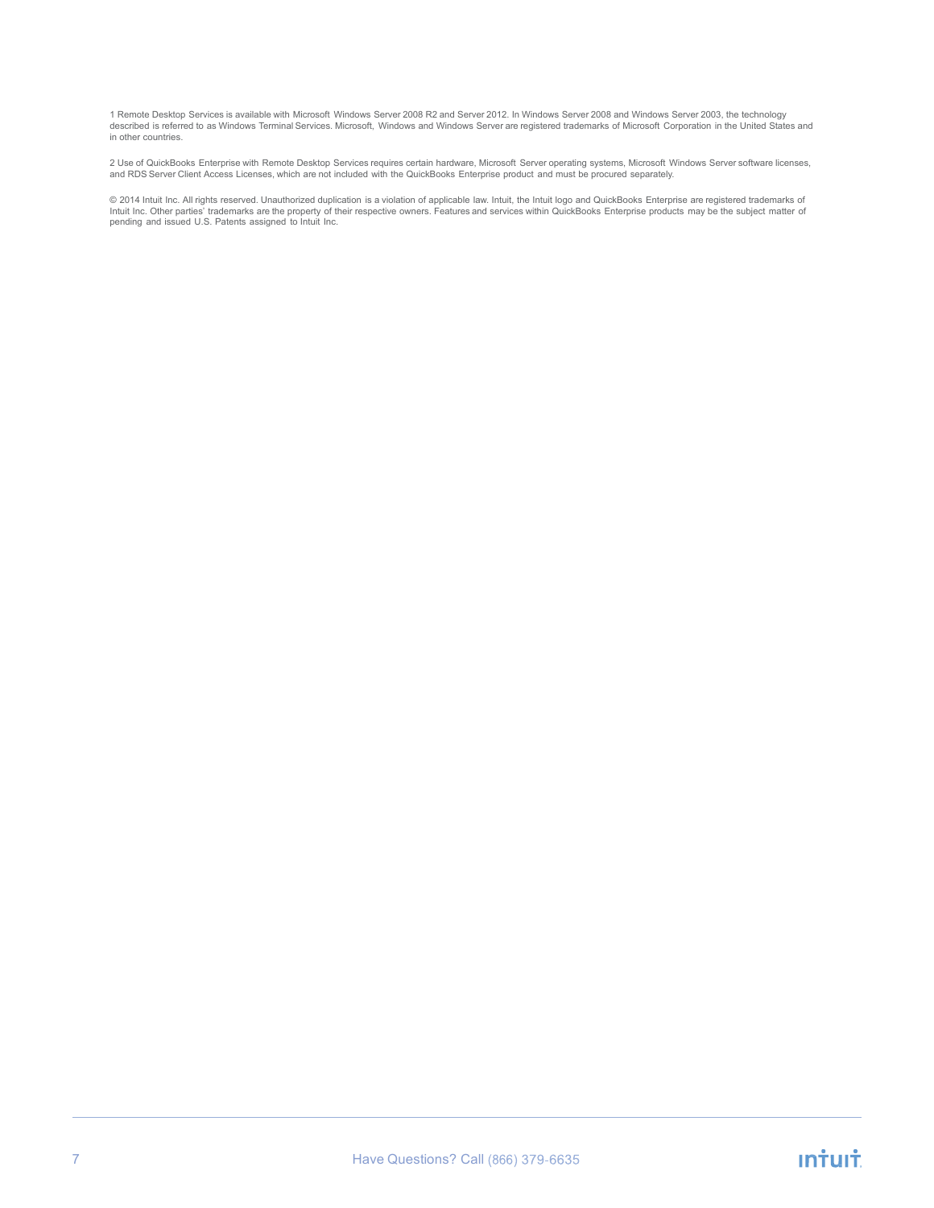1 Remote Desktop Services is available with Microsoft Windows Server 2008 R2 and Server 2012. In Windows Server 2008 and Windows Server 2003, the technology described is referred to as Windows Terminal Services. Microsoft, Windows and Windows Server are registered trademarks of Microsoft Corporation in the United States and in other countries.

2 Use of QuickBooks Enterprise with Remote Desktop Services requires certain hardware, Microsoft Server operating systems, Microsoft Windows Server software licenses, and RDS Server Client Access Licenses, which are not included with the QuickBooks Enterprise product and must be procured separately.

© 2014 Intuit Inc. All rights reserved. Unauthorized duplication is a violation of applicable law. Intuit, the Intuit logo and QuickBooks Enterprise are registered trademarks of Intuit Inc. Other parties' trademarks are the property of their respective owners. Features and services within QuickBooks Enterprise products may be the subject matter of pending and issued U.S. Patents assigned to Intuit Inc.